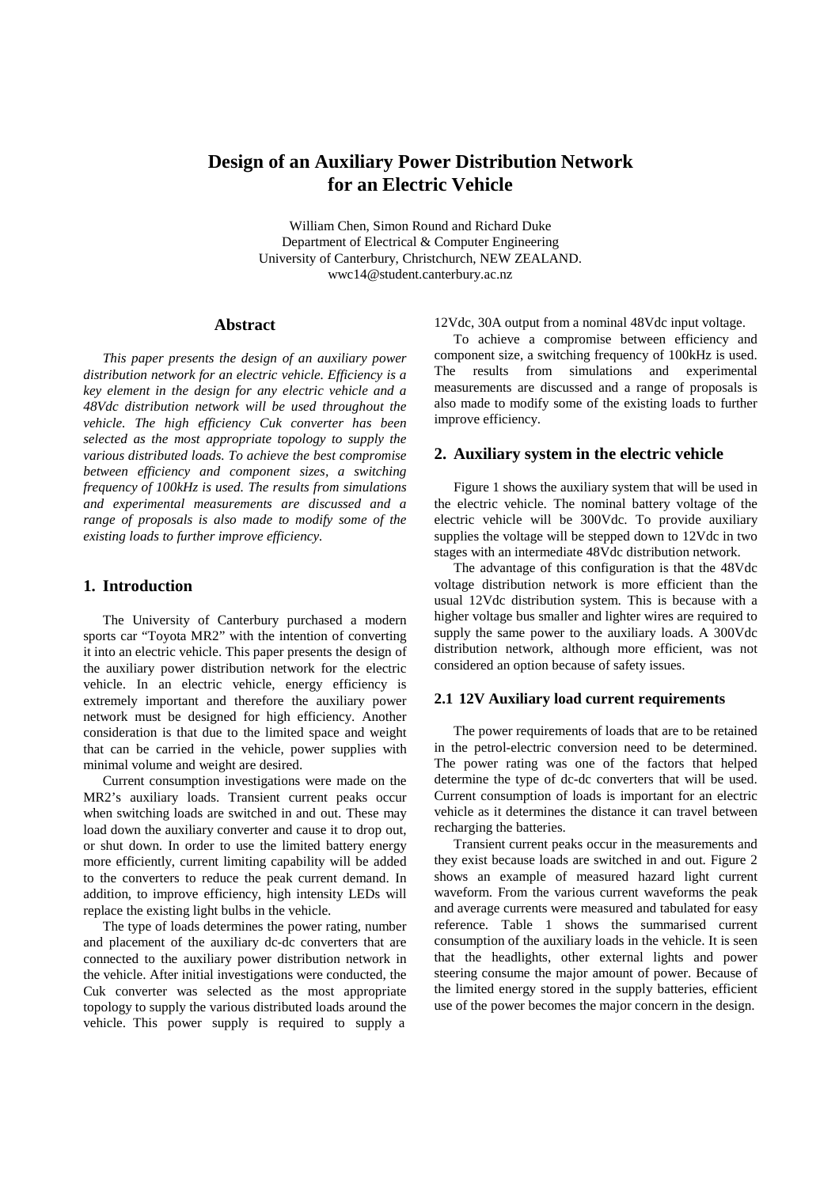# Design of an Auxiliary Power Distribution Network for an Electric Vehicle

William Chen, Simon Round and Richard Duke
Department of Electrical & Computer Engineering
University of Canterbury, Christchurch, NEW ZEALAND.
wwc14@student.canterbury.ac.nz

## Abstract

*This paper presents the design of an auxiliary power distribution network for an electric vehicle. Efficiency is a key element in the design for any electric vehicle and a 48Vdc distribution network will be used throughout the vehicle. The high efficiency Cuk converter has been selected as the most appropriate topology to supply the various distributed loads. To achieve the best compromise between efficiency and component sizes, a switching frequency of 100kHz is used. The results from simulations and experimental measurements are discussed and a range of proposals is also made to modify some of the existing loads to further improve efficiency.*

## 1. Introduction

The University of Canterbury purchased a modern sports car "Toyota MR2" with the intention of converting it into an electric vehicle. This paper presents the design of the auxiliary power distribution network for the electric vehicle. In an electric vehicle, energy efficiency is extremely important and therefore the auxiliary power network must be designed for high efficiency. Another consideration is that due to the limited space and weight that can be carried in the vehicle, power supplies with minimal volume and weight are desired.

Current consumption investigations were made on the MR2's auxiliary loads. Transient current peaks occur when switching loads are switched in and out. These may load down the auxiliary converter and cause it to drop out, or shut down. In order to use the limited battery energy more efficiently, current limiting capability will be added to the converters to reduce the peak current demand. In addition, to improve efficiency, high intensity LEDs will replace the existing light bulbs in the vehicle.

The type of loads determines the power rating, number and placement of the auxiliary dc-dc converters that are connected to the auxiliary power distribution network in the vehicle. After initial investigations were conducted, the Cuk converter was selected as the most appropriate topology to supply the various distributed loads around the vehicle. This power supply is required to supply a 12Vdc, 30A output from a nominal 48Vdc input voltage.

To achieve a compromise between efficiency and component size, a switching frequency of 100kHz is used. The results from simulations and experimental measurements are discussed and a range of proposals is also made to modify some of the existing loads to further improve efficiency.

## 2. Auxiliary system in the electric vehicle

Figure 1 shows the auxiliary system that will be used in the electric vehicle. The nominal battery voltage of the electric vehicle will be 300Vdc. To provide auxiliary supplies the voltage will be stepped down to 12Vdc in two stages with an intermediate 48Vdc distribution network.

The advantage of this configuration is that the 48Vdc voltage distribution network is more efficient than the usual 12Vdc distribution system. This is because with a higher voltage bus smaller and lighter wires are required to supply the same power to the auxiliary loads. A 300Vdc distribution network, although more efficient, was not considered an option because of safety issues.

### 2.1 12V Auxiliary load current requirements

The power requirements of loads that are to be retained in the petrol-electric conversion need to be determined. The power rating was one of the factors that helped determine the type of dc-dc converters that will be used. Current consumption of loads is important for an electric vehicle as it determines the distance it can travel between recharging the batteries.

Transient current peaks occur in the measurements and they exist because loads are switched in and out. Figure 2 shows an example of measured hazard light current waveform. From the various current waveforms the peak and average currents were measured and tabulated for easy reference. Table 1 shows the summarised current consumption of the auxiliary loads in the vehicle. It is seen that the headlights, other external lights and power steering consume the major amount of power. Because of the limited energy stored in the supply batteries, efficient use of the power becomes the major concern in the design.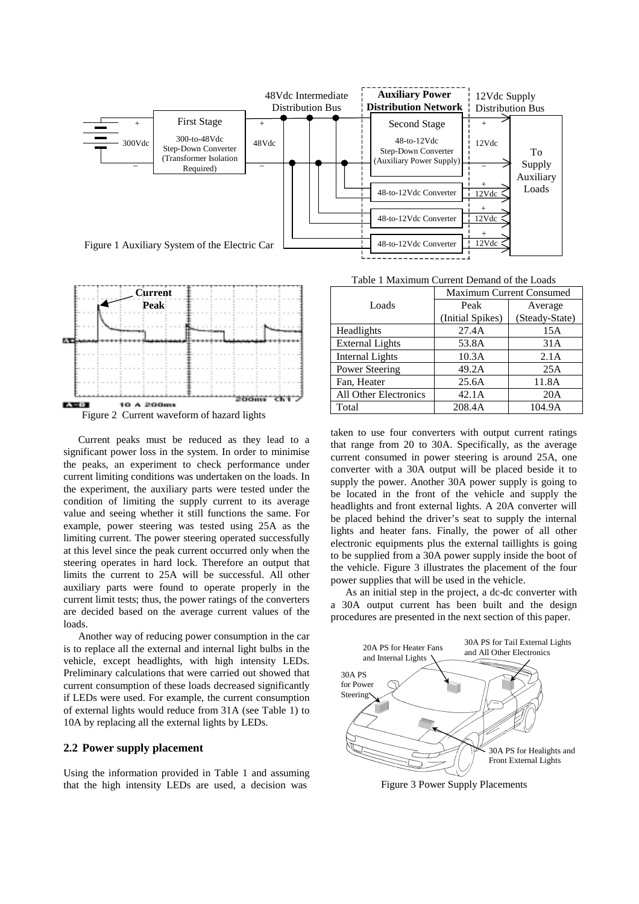Figure 1 Auxiliary System of the Electric Car

Figure 2 Current waveform of hazard lights

Table 1 Maximum Current Demand of the Loads

| Loads | Maximum Current Consumed | |
|---|---|---|
| | Peak (Initial Spikes) | Average (Steady-State) |
| Headlights | 27.4A | 15A |
| External Lights | 53.8A | 31A |
| Internal Lights | 10.3A | 2.1A |
| Power Steering | 49.2A | 25A |
| Fan, Heater | 25.6A | 11.8A |
| All Other Electronics | 42.1A | 20A |
| Total | 208.4A | 104.9A |

Current peaks must be reduced as they lead to a significant power loss in the system. In order to minimise the peaks, an experiment to check performance under current limiting conditions was undertaken on the loads. In the experiment, the auxiliary parts were tested under the condition of limiting the supply current to its average value and seeing whether it still functions the same. For example, power steering was tested using 25A as the limiting current. The power steering operated successfully at this level since the peak current occurred only when the steering operates in hard lock. Therefore an output that limits the current to 25A will be successful. All other auxiliary parts were found to operate properly in the current limit tests; thus, the power ratings of the converters are decided based on the average current values of the loads.

Another way of reducing power consumption in the car is to replace all the external and internal light bulbs in the vehicle, except headlights, with high intensity LEDs. Preliminary calculations that were carried out showed that current consumption of these loads decreased significantly if LEDs were used. For example, the current consumption of external lights would reduce from 31A (see Table 1) to 10A by replacing all the external lights by LEDs.

## 2.2 Power supply placement

Using the information provided in Table 1 and assuming that the high intensity LEDs are used, a decision was taken to use four converters with output current ratings that range from 20 to 30A. Specifically, as the average current consumed in power steering is around 25A, one converter with a 30A output will be placed beside it to supply the power. Another 30A power supply is going to be located in the front of the vehicle and supply the headlights and front external lights. A 20A converter will be placed behind the driver's seat to supply the internal lights and heater fans. Finally, the power of all other electronic equipments plus the external taillights is going to be supplied from a 30A power supply inside the boot of the vehicle. Figure 3 illustrates the placement of the four power supplies that will be used in the vehicle.

As an initial step in the project, a dc-dc converter with a 30A output current has been built and the design procedures are presented in the next section of this paper.

Figure 3 Power Supply Placements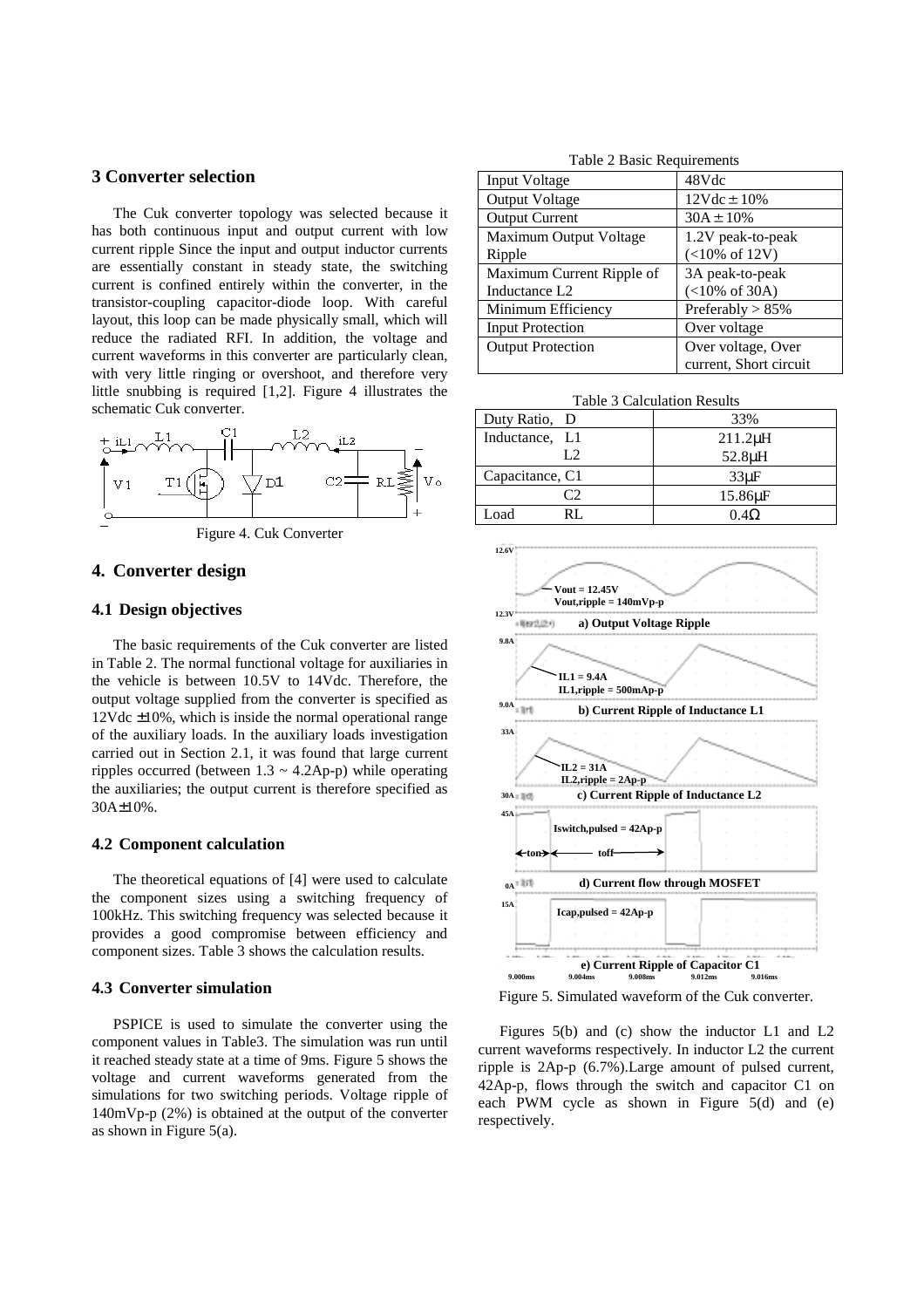## 3 Converter selection

The Cuk converter topology was selected because it has both continuous input and output current with low current ripple Since the input and output inductor currents are essentially constant in steady state, the switching current is confined entirely within the converter, in the transistor-coupling capacitor-diode loop. With careful layout, this loop can be made physically small, which will reduce the radiated RFI. In addition, the voltage and current waveforms in this converter are particularly clean, with very little ringing or overshoot, and therefore very little snubbing is required [1,2]. Figure 4 illustrates the schematic Cuk converter.

Figure 4. Cuk Converter

## 4. Converter design

### 4.1 Design objectives

The basic requirements of the Cuk converter are listed in Table 2. The normal functional voltage for auxiliaries in the vehicle is between 10.5V to 14Vdc. Therefore, the output voltage supplied from the converter is specified as 12Vdc ±10%, which is inside the normal operational range of the auxiliary loads. In the auxiliary loads investigation carried out in Section 2.1, it was found that large current ripples occurred (between 1.3 ~ 4.2Ap-p) while operating the auxiliaries; the output current is therefore specified as 30A±10%.

### 4.2 Component calculation

The theoretical equations of [4] were used to calculate the component sizes using a switching frequency of 100kHz. This switching frequency was selected because it provides a good compromise between efficiency and component sizes. Table 3 shows the calculation results.

### 4.3 Converter simulation

PSPICE is used to simulate the converter using the component values in Table3. The simulation was run until it reached steady state at a time of 9ms. Figure 5 shows the voltage and current waveforms generated from the simulations for two switching periods. Voltage ripple of 140mVp-p (2%) is obtained at the output of the converter as shown in Figure 5(a).

Table 2 Basic Requirements

| | |
|---|---|
| Input Voltage | 48Vdc |
| Output Voltage | 12Vdc ± 10% |
| Output Current | 30A ± 10% |
| Maximum Output Voltage Ripple | 1.2V peak-to-peak (<10% of 12V) |
| Maximum Current Ripple of Inductance L2 | 3A peak-to-peak (<10% of 30A) |
| Minimum Efficiency | Preferably > 85% |
| Input Protection | Over voltage |
| Output Protection | Over voltage, Over current, Short circuit |

Table 3 Calculation Results

| | |
|---|---|
| Duty Ratio, D | 33% |
| Inductance, L1 | 211.2μH |
| L2 | 52.8μH |
| Capacitance, C1 | 33μF |
| C2 | 15.86μF |
| Load RL | 0.4Ω |

Figure 5. Simulated waveform of the Cuk converter.

Figures 5(b) and (c) show the inductor L1 and L2 current waveforms respectively. In inductor L2 the current ripple is 2Ap-p (6.7%).Large amount of pulsed current, 42Ap-p, flows through the switch and capacitor C1 on each PWM cycle as shown in Figure 5(d) and (e) respectively.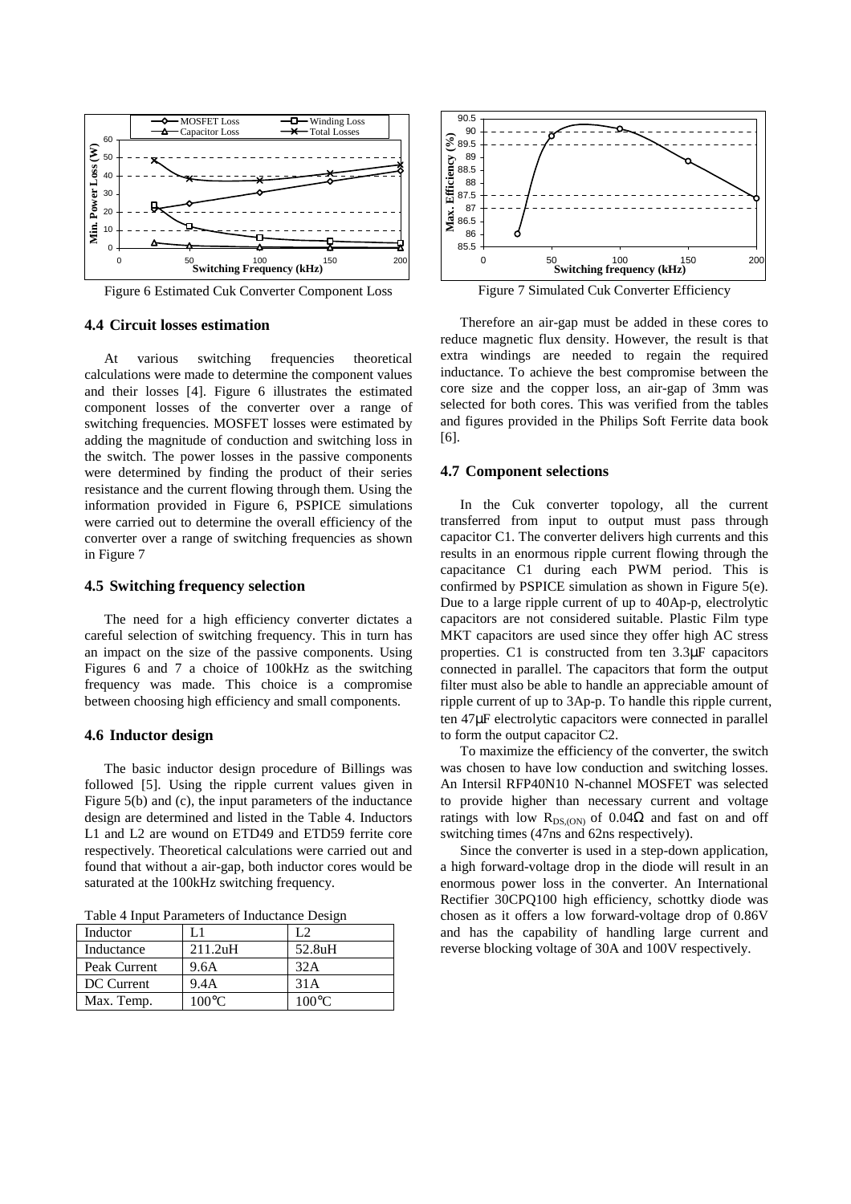Figure 6 Estimated Cuk Converter Component Loss

Figure 7 Simulated Cuk Converter Efficiency

### 4.4 Circuit losses estimation

At various switching frequencies theoretical calculations were made to determine the component values and their losses [4]. Figure 6 illustrates the estimated component losses of the converter over a range of switching frequencies. MOSFET losses were estimated by adding the magnitude of conduction and switching loss in the switch. The power losses in the passive components were determined by finding the product of their series resistance and the current flowing through them. Using the information provided in Figure 6, PSPICE simulations were carried out to determine the overall efficiency of the converter over a range of switching frequencies as shown in Figure 7

### 4.5 Switching frequency selection

The need for a high efficiency converter dictates a careful selection of switching frequency. This in turn has an impact on the size of the passive components. Using Figures 6 and 7 a choice of 100kHz as the switching frequency was made. This choice is a compromise between choosing high efficiency and small components.

### 4.6 Inductor design

The basic inductor design procedure of Billings was followed [5]. Using the ripple current values given in Figure 5(b) and (c), the input parameters of the inductance design are determined and listed in the Table 4. Inductors L1 and L2 are wound on ETD49 and ETD59 ferrite core respectively. Theoretical calculations were carried out and found that without a air-gap, both inductor cores would be saturated at the 100kHz switching frequency.

Table 4 Input Parameters of Inductance Design

| Inductor | L1 | L2 |
|---|---|---|
| Inductance | 211.2uH | 52.8uH |
| Peak Current | 9.6A | 32A |
| DC Current | 9.4A | 31A |
| Max. Temp. | 100°C | 100°C |

Therefore an air-gap must be added in these cores to reduce magnetic flux density. However, the result is that extra windings are needed to regain the required inductance. To achieve the best compromise between the core size and the copper loss, an air-gap of 3mm was selected for both cores. This was verified from the tables and figures provided in the Philips Soft Ferrite data book [6].

### 4.7 Component selections

In the Cuk converter topology, all the current transferred from input to output must pass through capacitor C1. The converter delivers high currents and this results in an enormous ripple current flowing through the capacitance C1 during each PWM period. This is confirmed by PSPICE simulation as shown in Figure 5(e). Due to a large ripple current of up to 40Ap-p, electrolytic capacitors are not considered suitable. Plastic Film type MKT capacitors are used since they offer high AC stress properties. C1 is constructed from ten 3.3μF capacitors connected in parallel. The capacitors that form the output filter must also be able to handle an appreciable amount of ripple current of up to 3Ap-p. To handle this ripple current, ten 47μF electrolytic capacitors were connected in parallel to form the output capacitor C2.

To maximize the efficiency of the converter, the switch was chosen to have low conduction and switching losses. An Intersil RFP40N10 N-channel MOSFET was selected to provide higher than necessary current and voltage ratings with low $R_{DS,(ON)}$ of 0.04Ω and fast on and off switching times (47ns and 62ns respectively).

Since the converter is used in a step-down application, a high forward-voltage drop in the diode will result in an enormous power loss in the converter. An International Rectifier 30CPQ100 high efficiency, schottky diode was chosen as it offers a low forward-voltage drop of 0.86V and has the capability of handling large current and reverse blocking voltage of 30A and 100V respectively.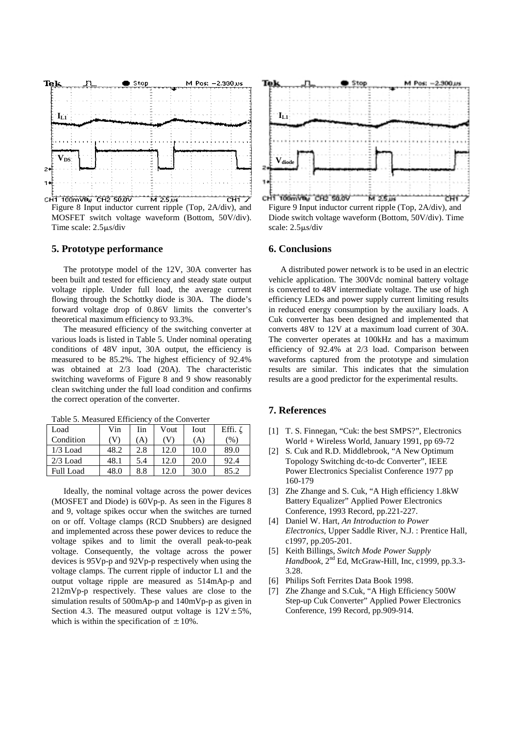Tek Stop M Pos: −2.900 µs

$I_{L1}$

$V_{DS}$

CH1 100mVBw CH2 50.0V M 2.5 µs CH1

Figure 8 Input inductor current ripple (Top, 2A/div), and MOSFET switch voltage waveform (Bottom, 50V/div). Time scale: 2.5µs/div

Tek Stop M Pos: −2.900 µs

$I_{L1}$

$V_{diode}$

CH1 100mVBw CH2 50.0V M 2.5 µs CH1

Figure 9 Input inductor current ripple (Top, 2A/div), and Diode switch voltage waveform (Bottom, 50V/div). Time scale: 2.5µs/div

## 5. Prototype performance

The prototype model of the 12V, 30A converter has been built and tested for efficiency and steady state output voltage ripple. Under full load, the average current flowing through the Schottky diode is 30A. The diode's forward voltage drop of 0.86V limits the converter's theoretical maximum efficiency to 93.3%.

The measured efficiency of the switching converter at various loads is listed in Table 5. Under nominal operating conditions of 48V input, 30A output, the efficiency is measured to be 85.2%. The highest efficiency of 92.4% was obtained at 2/3 load (20A). The characteristic switching waveforms of Figure 8 and 9 show reasonably clean switching under the full load condition and confirms the correct operation of the converter.

Table 5. Measured Efficiency of the Converter

| Load Condition | Vin (V) | Iin (A) | Vout (V) | Iout (A) | Effi. $\zeta$ (%) |
|---|---|---|---|---|---|
| 1/3 Load | 48.2 | 2.8 | 12.0 | 10.0 | 89.0 |
| 2/3 Load | 48.1 | 5.4 | 12.0 | 20.0 | 92.4 |
| Full Load | 48.0 | 8.8 | 12.0 | 30.0 | 85.2 |

Ideally, the nominal voltage across the power devices (MOSFET and Diode) is 60Vp-p. As seen in the Figures 8 and 9, voltage spikes occur when the switches are turned on or off. Voltage clamps (RCD Snubbers) are designed and implemented across these power devices to reduce the voltage spikes and to limit the overall peak-to-peak voltage. Consequently, the voltage across the power devices is 95Vp-p and 92Vp-p respectively when using the voltage clamps. The current ripple of inductor L1 and the output voltage ripple are measured as 514mAp-p and 212mVp-p respectively. These values are close to the simulation results of 500mAp-p and 140mVp-p as given in Section 4.3. The measured output voltage is $12V \pm 5\%$, which is within the specification of $\pm 10\%$.

## 6. Conclusions

A distributed power network is to be used in an electric vehicle application. The 300Vdc nominal battery voltage is converted to 48V intermediate voltage. The use of high efficiency LEDs and power supply current limiting results in reduced energy consumption by the auxiliary loads. A Cuk converter has been designed and implemented that converts 48V to 12V at a maximum load current of 30A. The converter operates at 100kHz and has a maximum efficiency of 92.4% at 2/3 load. Comparison between waveforms captured from the prototype and simulation results are similar. This indicates that the simulation results are a good predictor for the experimental results.

## 7. References

[1] T. S. Finnegan, "Cuk: the best SMPS?", Electronics World + Wireless World, January 1991, pp 69-72

[2] S. Cuk and R.D. Middlebrook, "A New Optimum Topology Switching dc-to-dc Converter", IEEE Power Electronics Specialist Conference 1977 pp 160-179

[3] Zhe Zhange and S. Cuk, "A High efficiency 1.8kW Battery Equalizer" Applied Power Electronics Conference, 1993 Record, pp.221-227.

[4] Daniel W. Hart, *An Introduction to Power Electronics*, Upper Saddle River, N.J. : Prentice Hall, c1997, pp.205-201.

[5] Keith Billings, *Switch Mode Power Supply Handbook*, 2nd Ed, McGraw-Hill, Inc, c1999, pp.3.3-3.28.

[6] Philips Soft Ferrites Data Book 1998.

[7] Zhe Zhange and S.Cuk, "A High Efficiency 500W Step-up Cuk Converter" Applied Power Electronics Conference, 199 Record, pp.909-914.